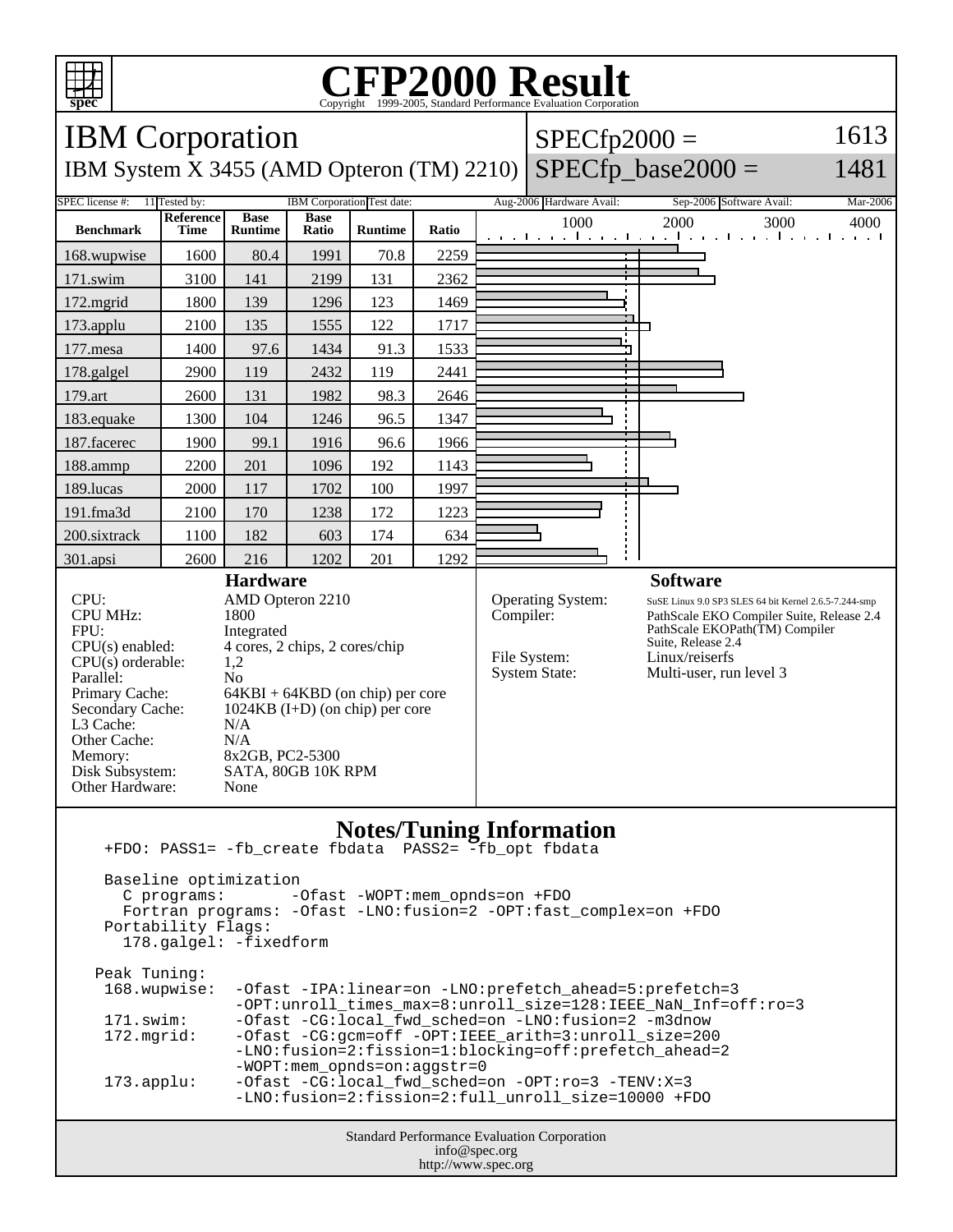# CFP2000 Result

Copyright 1999-2005, Standard Performance Evaluation Corporation

## IBM Corporation

IBM System X 3455 (AMD Opteron (TM) 2210)

SPECfp2000 = 1613

SPECfp_base2000 = 1481

SPEC license #: 11 | Tested by: IBM Corporation | Test date: Aug-2006 | Hardware Avail: Sep-2006 | Software Avail: Mar-2006

| Benchmark | Reference Time | Base Runtime | Base Ratio | Runtime | Ratio |
|---|---|---|---|---|---|
| 168.wupwise | 1600 | 80.4 | 1991 | 70.8 | 2259 |
| 171.swim | 3100 | 141 | 2199 | 131 | 2362 |
| 172.mgrid | 1800 | 139 | 1296 | 123 | 1469 |
| 173.applu | 2100 | 135 | 1555 | 122 | 1717 |
| 177.mesa | 1400 | 97.6 | 1434 | 91.3 | 1533 |
| 178.galgel | 2900 | 119 | 2432 | 119 | 2441 |
| 179.art | 2600 | 131 | 1982 | 98.3 | 2646 |
| 183.equake | 1300 | 104 | 1246 | 96.5 | 1347 |
| 187.facerec | 1900 | 99.1 | 1916 | 96.6 | 1966 |
| 188.ammp | 2200 | 201 | 1096 | 192 | 1143 |
| 189.lucas | 2000 | 117 | 1702 | 100 | 1997 |
| 191.fma3d | 2100 | 170 | 1238 | 172 | 1223 |
| 200.sixtrack | 1100 | 182 | 603 | 174 | 634 |
| 301.apsi | 2600 | 216 | 1202 | 201 | 1292 |

### Hardware

| | |
|---|---|
| CPU: | AMD Opteron 2210 |
| CPU MHz: | 1800 |
| FPU: | Integrated |
| CPU(s) enabled: | 4 cores, 2 chips, 2 cores/chip |
| CPU(s) orderable: | 1,2 |
| Parallel: | No |
| Primary Cache: | 64KBI + 64KBD (on chip) per core |
| Secondary Cache: | 1024KB (I+D) (on chip) per core |
| L3 Cache: | N/A |
| Other Cache: | N/A |
| Memory: | 8x2GB, PC2-5300 |
| Disk Subsystem: | SATA, 80GB 10K RPM |
| Other Hardware: | None |

### Software

| | |
|---|---|
| Operating System: | SuSE Linux 9.0 SP3 SLES 64 bit Kernel 2.6.5-7.244-smp |
| Compiler: | PathScale EKO Compiler Suite, Release 2.4 PathScale EKOPath(TM) Compiler Suite, Release 2.4 |
| File System: | Linux/reiserfs |
| System State: | Multi-user, run level 3 |

### Notes/Tuning Information

```
+FDO: PASS1= -fb_create fbdata  PASS2= -fb_opt fbdata

Baseline optimization
  C programs:       -Ofast -WOPT:mem_opnds=on +FDO
  Fortran programs: -Ofast -LNO:fusion=2 -OPT:fast_complex=on +FDO
Portability Flags:
  178.galgel: -fixedform

Peak Tuning:
 168.wupwise:  -Ofast -IPA:linear=on -LNO:prefetch_ahead=5:prefetch=3
               -OPT:unroll_times_max=8:unroll_size=128:IEEE_NaN_Inf=off:ro=3
 171.swim:     -Ofast -CG:local_fwd_sched=on -LNO:fusion=2 -m3dnow
 172.mgrid:    -Ofast -CG:gcm=off -OPT:IEEE_arith=3:unroll_size=200
               -LNO:fusion=2:fission=1:blocking=off:prefetch_ahead=2
               -WOPT:mem_opnds=on:aggstr=0
 173.applu:    -Ofast -CG:local_fwd_sched=on -OPT:ro=3 -TENV:X=3
               -LNO:fusion=2:fission=2:full_unroll_size=10000 +FDO
```

Standard Performance Evaluation Corporation
info@spec.org
http://www.spec.org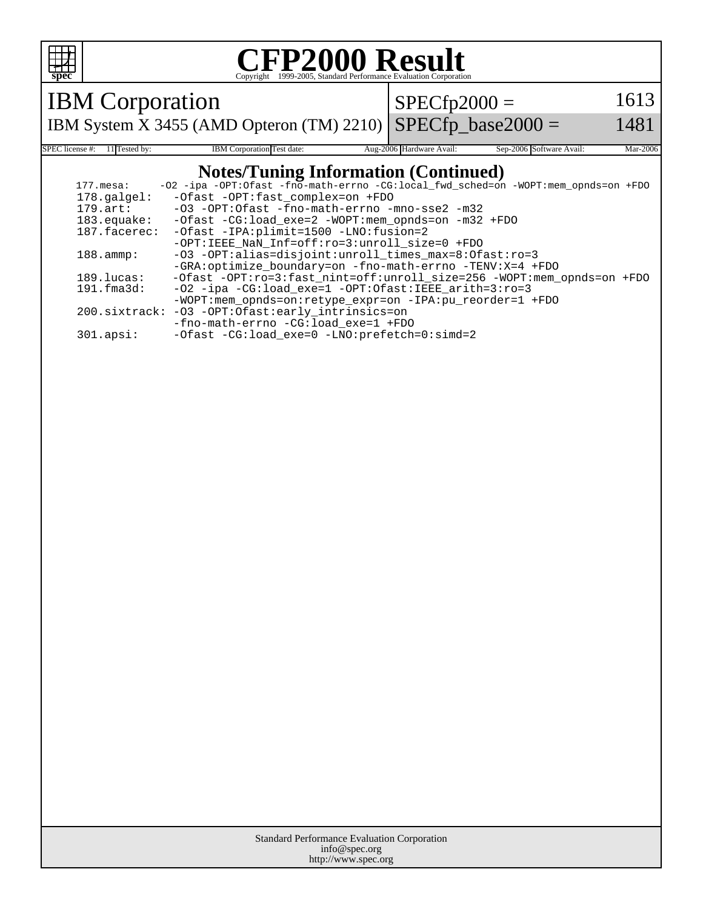# CFP2000 Result

Copyright 1999-2005, Standard Performance Evaluation Corporation

| IBM Corporation | SPECfp2000 = | 1613 |
|---|---|---|
| IBM System X 3455 (AMD Opteron (TM) 2210) | SPECfp_base2000 = | 1481 |

| SPEC license #: | 11 | Tested by: | IBM Corporation | Test date: | Aug-2006 | Hardware Avail: | Sep-2006 | Software Avail: | Mar-2006 |
|---|---|---|---|---|---|---|---|---|---|

## Notes/Tuning Information (Continued)

```
177.mesa:     -O2 -ipa -OPT:Ofast -fno-math-errno -CG:local_fwd_sched=on -WOPT:mem_opnds=on +FDO
178.galgel:   -Ofast -OPT:fast_complex=on +FDO
179.art:      -O3 -OPT:Ofast -fno-math-errno -mno-sse2 -m32
183.equake:   -Ofast -CG:load_exe=2 -WOPT:mem_opnds=on -m32 +FDO
187.facerec:  -Ofast -IPA:plimit=1500 -LNO:fusion=2
              -OPT:IEEE_NaN_Inf=off:ro=3:unroll_size=0 +FDO
188.ammp:     -O3 -OPT:alias=disjoint:unroll_times_max=8:Ofast:ro=3
              -GRA:optimize_boundary=on -fno-math-errno -TENV:X=4 +FDO
189.lucas:    -Ofast -OPT:ro=3:fast_nint=off:unroll_size=256 -WOPT:mem_opnds=on +FDO
191.fma3d:    -O2 -ipa -CG:load_exe=1 -OPT:Ofast:IEEE_arith=3:ro=3
              -WOPT:mem_opnds=on:retype_expr=on -IPA:pu_reorder=1 +FDO
200.sixtrack: -O3 -OPT:Ofast:early_intrinsics=on
              -fno-math-errno -CG:load_exe=1 +FDO
301.apsi:     -Ofast -CG:load_exe=0 -LNO:prefetch=0:simd=2
```

Standard Performance Evaluation Corporation
info@spec.org
http://www.spec.org